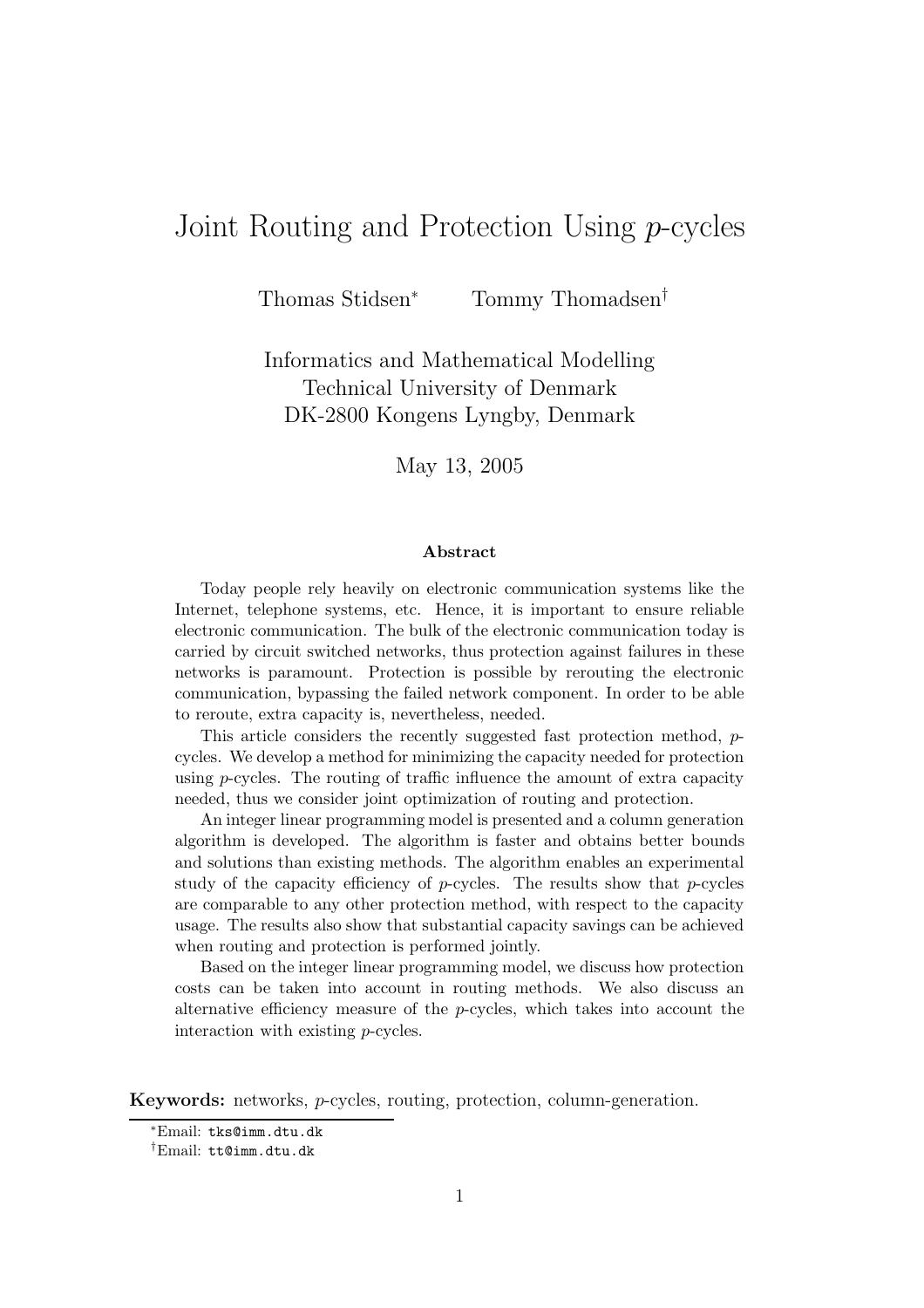# Joint Routing and Protection Using $p$-cycles

Thomas Stidsen[*] Tommy Thomadsen[†]

Informatics and Mathematical Modelling
Technical University of Denmark
DK-2800 Kongens Lyngby, Denmark

May 13, 2005

### Abstract

Today people rely heavily on electronic communication systems like the Internet, telephone systems, etc. Hence, it is important to ensure reliable electronic communication. The bulk of the electronic communication today is carried by circuit switched networks, thus protection against failures in these networks is paramount. Protection is possible by rerouting the electronic communication, bypassing the failed network component. In order to be able to reroute, extra capacity is, nevertheless, needed.

This article considers the recently suggested fast protection method, $p$-cycles. We develop a method for minimizing the capacity needed for protection using $p$-cycles. The routing of traffic influence the amount of extra capacity needed, thus we consider joint optimization of routing and protection.

An integer linear programming model is presented and a column generation algorithm is developed. The algorithm is faster and obtains better bounds and solutions than existing methods. The algorithm enables an experimental study of the capacity efficiency of $p$-cycles. The results show that $p$-cycles are comparable to any other protection method, with respect to the capacity usage. The results also show that substantial capacity savings can be achieved when routing and protection is performed jointly.

Based on the integer linear programming model, we discuss how protection costs can be taken into account in routing methods. We also discuss an alternative efficiency measure of the $p$-cycles, which takes into account the interaction with existing $p$-cycles.

**Keywords:** networks, $p$-cycles, routing, protection, column-generation.

[*]Email: `tks@imm.dtu.dk`

[†]Email: `tt@imm.dtu.dk`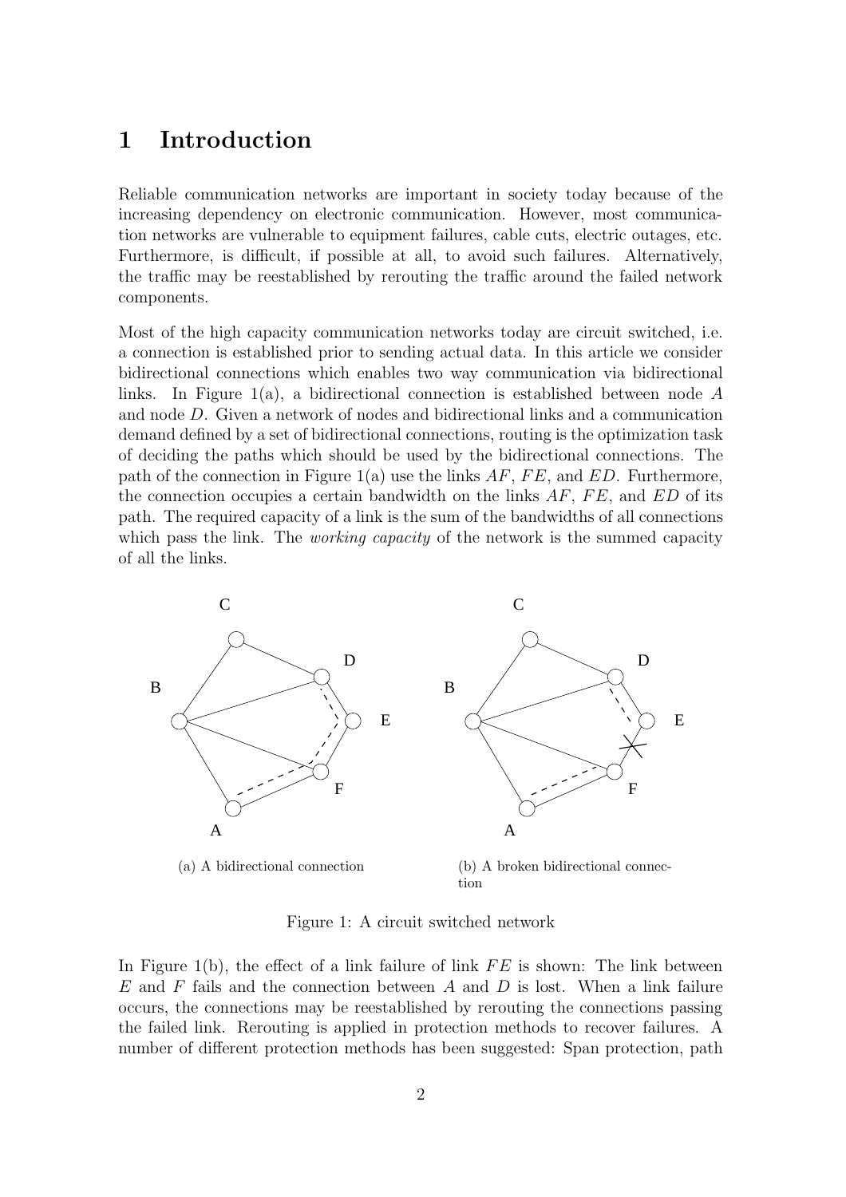# 1 Introduction

Reliable communication networks are important in society today because of the increasing dependency on electronic communication. However, most communication networks are vulnerable to equipment failures, cable cuts, electric outages, etc. Furthermore, is difficult, if possible at all, to avoid such failures. Alternatively, the traffic may be reestablished by rerouting the traffic around the failed network components.

Most of the high capacity communication networks today are circuit switched, i.e. a connection is established prior to sending actual data. In this article we consider bidirectional connections which enables two way communication via bidirectional links. In Figure 1(a), a bidirectional connection is established between node $A$ and node $D$. Given a network of nodes and bidirectional links and a communication demand defined by a set of bidirectional connections, routing is the optimization task of deciding the paths which should be used by the bidirectional connections. The path of the connection in Figure 1(a) use the links $AF$, $FE$, and $ED$. Furthermore, the connection occupies a certain bandwidth on the links $AF$, $FE$, and $ED$ of its path. The required capacity of a link is the sum of the bandwidths of all connections which pass the link. The *working capacity* of the network is the summed capacity of all the links.

(a) A bidirectional connection

(b) A broken bidirectional connection

Figure 1: A circuit switched network

In Figure 1(b), the effect of a link failure of link $FE$ is shown: The link between $E$ and $F$ fails and the connection between $A$ and $D$ is lost. When a link failure occurs, the connections may be reestablished by rerouting the connections passing the failed link. Rerouting is applied in protection methods to recover failures. A number of different protection methods has been suggested: Span protection, path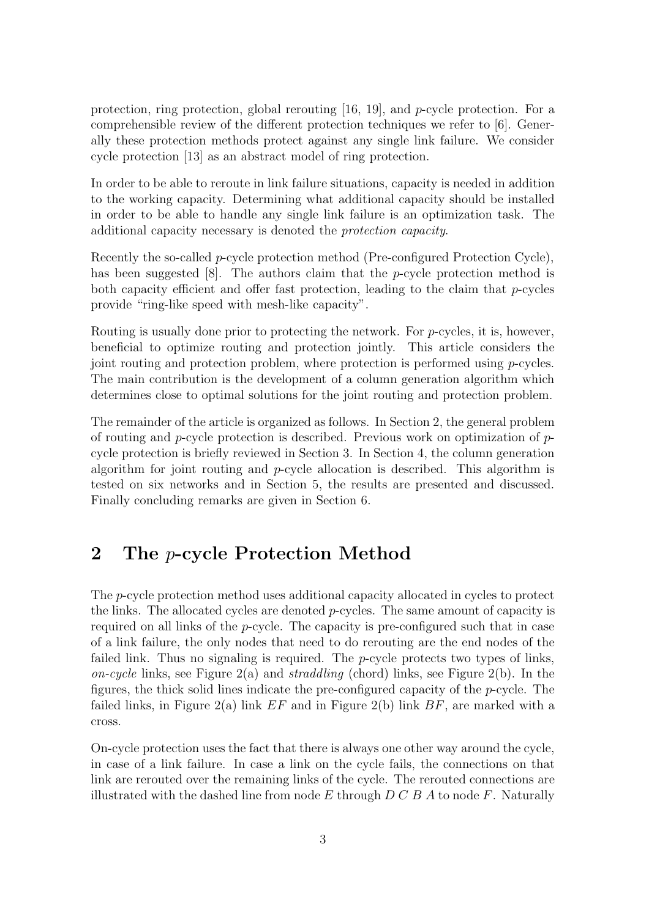protection, ring protection, global rerouting [16, 19], and $p$-cycle protection. For a comprehensible review of the different protection techniques we refer to [6]. Generally these protection methods protect against any single link failure. We consider cycle protection [13] as an abstract model of ring protection.

In order to be able to reroute in link failure situations, capacity is needed in addition to the working capacity. Determining what additional capacity should be installed in order to be able to handle any single link failure is an optimization task. The additional capacity necessary is denoted the *protection capacity*.

Recently the so-called $p$-cycle protection method (Pre-configured Protection Cycle), has been suggested [8]. The authors claim that the $p$-cycle protection method is both capacity efficient and offer fast protection, leading to the claim that $p$-cycles provide "ring-like speed with mesh-like capacity".

Routing is usually done prior to protecting the network. For $p$-cycles, it is, however, beneficial to optimize routing and protection jointly. This article considers the joint routing and protection problem, where protection is performed using $p$-cycles. The main contribution is the development of a column generation algorithm which determines close to optimal solutions for the joint routing and protection problem.

The remainder of the article is organized as follows. In Section 2, the general problem of routing and $p$-cycle protection is described. Previous work on optimization of $p$-cycle protection is briefly reviewed in Section 3. In Section 4, the column generation algorithm for joint routing and $p$-cycle allocation is described. This algorithm is tested on six networks and in Section 5, the results are presented and discussed. Finally concluding remarks are given in Section 6.

## 2 The $p$-cycle Protection Method

The $p$-cycle protection method uses additional capacity allocated in cycles to protect the links. The allocated cycles are denoted $p$-cycles. The same amount of capacity is required on all links of the $p$-cycle. The capacity is pre-configured such that in case of a link failure, the only nodes that need to do rerouting are the end nodes of the failed link. Thus no signaling is required. The $p$-cycle protects two types of links, *on-cycle* links, see Figure 2(a) and *straddling* (chord) links, see Figure 2(b). In the figures, the thick solid lines indicate the pre-configured capacity of the $p$-cycle. The failed links, in Figure 2(a) link $EF$ and in Figure 2(b) link $BF$, are marked with a cross.

On-cycle protection uses the fact that there is always one other way around the cycle, in case of a link failure. In case a link on the cycle fails, the connections on that link are rerouted over the remaining links of the cycle. The rerouted connections are illustrated with the dashed line from node $E$ through $D$ $C$ $B$ $A$ to node $F$. Naturally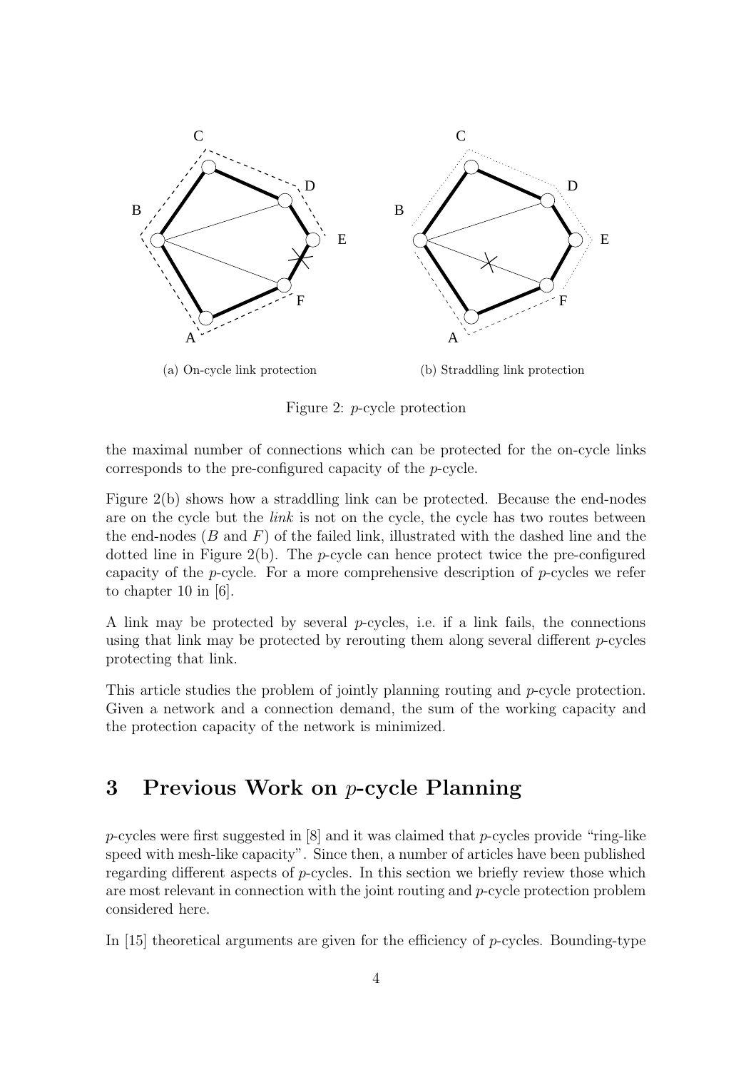(a) On-cycle link protection

(b) Straddling link protection

Figure 2: *p*-cycle protection

the maximal number of connections which can be protected for the on-cycle links corresponds to the pre-configured capacity of the *p*-cycle.

Figure 2(b) shows how a straddling link can be protected. Because the end-nodes are on the cycle but the *link* is not on the cycle, the cycle has two routes between the end-nodes ($B$ and $F$) of the failed link, illustrated with the dashed line and the dotted line in Figure 2(b). The *p*-cycle can hence protect twice the pre-configured capacity of the *p*-cycle. For a more comprehensive description of *p*-cycles we refer to chapter 10 in [6].

A link may be protected by several *p*-cycles, i.e. if a link fails, the connections using that link may be protected by rerouting them along several different *p*-cycles protecting that link.

This article studies the problem of jointly planning routing and *p*-cycle protection. Given a network and a connection demand, the sum of the working capacity and the protection capacity of the network is minimized.

# 3 Previous Work on *p*-cycle Planning

*p*-cycles were first suggested in [8] and it was claimed that *p*-cycles provide "ring-like speed with mesh-like capacity". Since then, a number of articles have been published regarding different aspects of *p*-cycles. In this section we briefly review those which are most relevant in connection with the joint routing and *p*-cycle protection problem considered here.

In [15] theoretical arguments are given for the efficiency of *p*-cycles. Bounding-type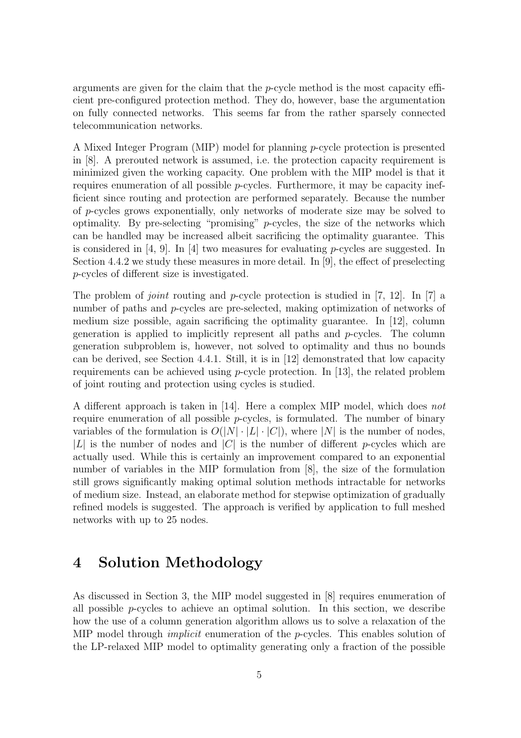arguments are given for the claim that the *p*-cycle method is the most capacity efficient pre-configured protection method. They do, however, base the argumentation on fully connected networks. This seems far from the rather sparsely connected telecommunication networks.

A Mixed Integer Program (MIP) model for planning *p*-cycle protection is presented in [8]. A prerouted network is assumed, i.e. the protection capacity requirement is minimized given the working capacity. One problem with the MIP model is that it requires enumeration of all possible *p*-cycles. Furthermore, it may be capacity inefficient since routing and protection are performed separately. Because the number of *p*-cycles grows exponentially, only networks of moderate size may be solved to optimality. By pre-selecting "promising" *p*-cycles, the size of the networks which can be handled may be increased albeit sacrificing the optimality guarantee. This is considered in [4, 9]. In [4] two measures for evaluating *p*-cycles are suggested. In Section 4.4.2 we study these measures in more detail. In [9], the effect of preselecting *p*-cycles of different size is investigated.

The problem of *joint* routing and *p*-cycle protection is studied in [7, 12]. In [7] a number of paths and *p*-cycles are pre-selected, making optimization of networks of medium size possible, again sacrificing the optimality guarantee. In [12], column generation is applied to implicitly represent all paths and *p*-cycles. The column generation subproblem is, however, not solved to optimality and thus no bounds can be derived, see Section 4.4.1. Still, it is in [12] demonstrated that low capacity requirements can be achieved using *p*-cycle protection. In [13], the related problem of joint routing and protection using cycles is studied.

A different approach is taken in [14]. Here a complex MIP model, which does *not* require enumeration of all possible *p*-cycles, is formulated. The number of binary variables of the formulation is $O(|N| \cdot |L| \cdot |C|)$, where $|N|$ is the number of nodes, $|L|$ is the number of nodes and $|C|$ is the number of different *p*-cycles which are actually used. While this is certainly an improvement compared to an exponential number of variables in the MIP formulation from [8], the size of the formulation still grows significantly making optimal solution methods intractable for networks of medium size. Instead, an elaborate method for stepwise optimization of gradually refined models is suggested. The approach is verified by application to full meshed networks with up to 25 nodes.

# 4 Solution Methodology

As discussed in Section 3, the MIP model suggested in [8] requires enumeration of all possible *p*-cycles to achieve an optimal solution. In this section, we describe how the use of a column generation algorithm allows us to solve a relaxation of the MIP model through *implicit* enumeration of the *p*-cycles. This enables solution of the LP-relaxed MIP model to optimality generating only a fraction of the possible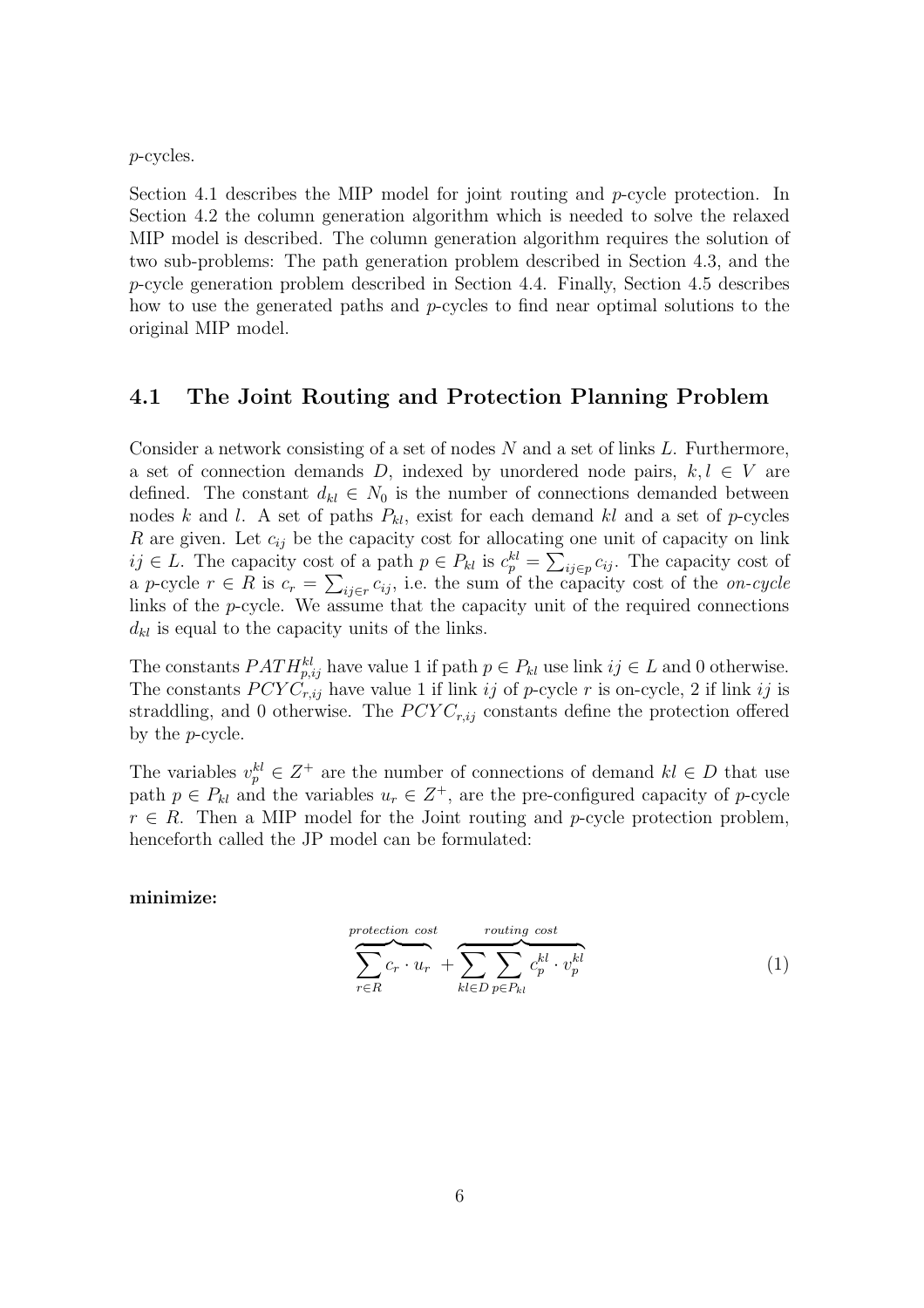*p*-cycles.

Section 4.1 describes the MIP model for joint routing and *p*-cycle protection. In Section 4.2 the column generation algorithm which is needed to solve the relaxed MIP model is described. The column generation algorithm requires the solution of two sub-problems: The path generation problem described in Section 4.3, and the *p*-cycle generation problem described in Section 4.4. Finally, Section 4.5 describes how to use the generated paths and *p*-cycles to find near optimal solutions to the original MIP model.

## 4.1 The Joint Routing and Protection Planning Problem

Consider a network consisting of a set of nodes $N$ and a set of links $L$. Furthermore, a set of connection demands $D$, indexed by unordered node pairs, $k, l \in V$ are defined. The constant $d_{kl} \in N_0$ is the number of connections demanded between nodes $k$ and $l$. A set of paths $P_{kl}$, exist for each demand $kl$ and a set of *p*-cycles $R$ are given. Let $c_{ij}$ be the capacity cost for allocating one unit of capacity on link $ij \in L$. The capacity cost of a path $p \in P_{kl}$ is $c_p^{kl} = \sum_{ij \in p} c_{ij}$. The capacity cost of a *p*-cycle $r \in R$ is $c_r = \sum_{ij \in r} c_{ij}$, i.e. the sum of the capacity cost of the *on-cycle* links of the *p*-cycle. We assume that the capacity unit of the required connections $d_{kl}$ is equal to the capacity units of the links.

The constants $PATH_{p,ij}^{kl}$ have value 1 if path $p \in P_{kl}$ use link $ij \in L$ and 0 otherwise. The constants $PCYC_{r,ij}$ have value 1 if link $ij$ of *p*-cycle $r$ is on-cycle, 2 if link $ij$ is straddling, and 0 otherwise. The $PCYC_{r,ij}$ constants define the protection offered by the *p*-cycle.

The variables $v_p^{kl} \in Z^+$ are the number of connections of demand $kl \in D$ that use path $p \in P_{kl}$ and the variables $u_r \in Z^+$, are the pre-configured capacity of *p*-cycle $r \in R$. Then a MIP model for the Joint routing and *p*-cycle protection problem, henceforth called the JP model can be formulated:

**minimize:**

$$\overbrace{\sum_{r \in R} c_r \cdot u_r}^{protection\ cost} + \overbrace{\sum_{kl \in D} \sum_{p \in P_{kl}} c_p^{kl} \cdot v_p^{kl}}^{routing\ cost} \tag{1}$$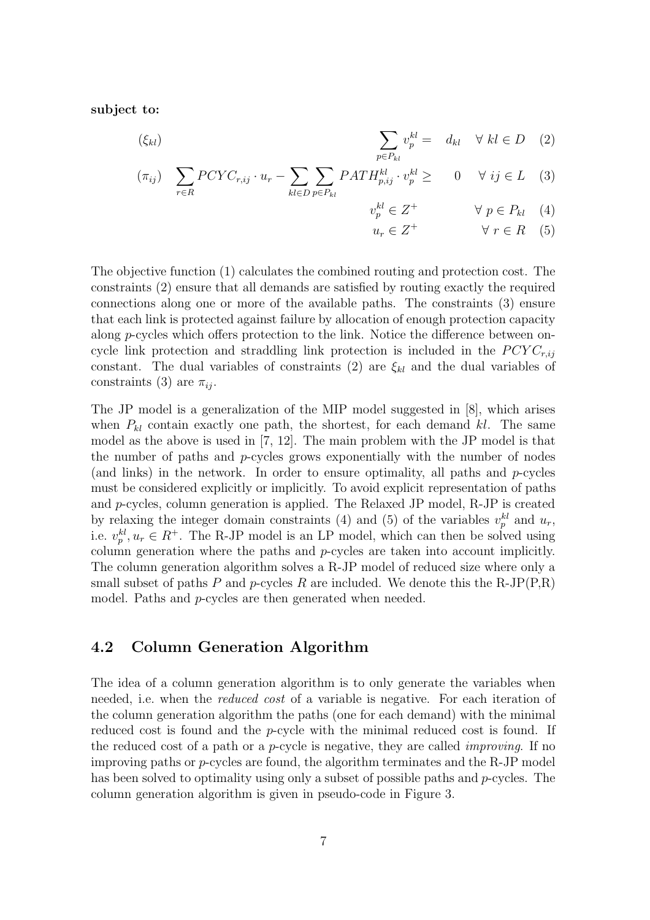**subject to:**

$$(\xi_{kl}) \qquad \sum_{p \in P_{kl}} v_p^{kl} = d_{kl} \quad \forall \, kl \in D \quad (2)$$

$$(\pi_{ij}) \quad \sum_{r \in R} PCYC_{r,ij} \cdot u_r - \sum_{kl \in D} \sum_{p \in P_{kl}} PATH_{p,ij}^{kl} \cdot v_p^{kl} \geq 0 \quad \forall \, ij \in L \quad (3)$$

$$v_p^{kl} \in Z^+ \qquad \forall \, p \in P_{kl} \quad (4)$$

$$u_r \in Z^+ \qquad \forall \, r \in R \quad (5)$$

The objective function (1) calculates the combined routing and protection cost. The constraints (2) ensure that all demands are satisfied by routing exactly the required connections along one or more of the available paths. The constraints (3) ensure that each link is protected against failure by allocation of enough protection capacity along *p*-cycles which offers protection to the link. Notice the difference between on-cycle link protection and straddling link protection is included in the $PCYC_{r,ij}$ constant. The dual variables of constraints (2) are $\xi_{kl}$ and the dual variables of constraints (3) are $\pi_{ij}$.

The JP model is a generalization of the MIP model suggested in [8], which arises when $P_{kl}$ contain exactly one path, the shortest, for each demand $kl$. The same model as the above is used in [7, 12]. The main problem with the JP model is that the number of paths and *p*-cycles grows exponentially with the number of nodes (and links) in the network. In order to ensure optimality, all paths and *p*-cycles must be considered explicitly or implicitly. To avoid explicit representation of paths and *p*-cycles, column generation is applied. The Relaxed JP model, R-JP is created by relaxing the integer domain constraints (4) and (5) of the variables $v_p^{kl}$ and $u_r$, i.e. $v_p^{kl}, u_r \in R^+$. The R-JP model is an LP model, which can then be solved using column generation where the paths and *p*-cycles are taken into account implicitly. The column generation algorithm solves a R-JP model of reduced size where only a small subset of paths $P$ and *p*-cycles $R$ are included. We denote this the R-JP(P,R) model. Paths and *p*-cycles are then generated when needed.

## 4.2 Column Generation Algorithm

The idea of a column generation algorithm is to only generate the variables when needed, i.e. when the *reduced cost* of a variable is negative. For each iteration of the column generation algorithm the paths (one for each demand) with the minimal reduced cost is found and the *p*-cycle with the minimal reduced cost is found. If the reduced cost of a path or a *p*-cycle is negative, they are called *improving*. If no improving paths or *p*-cycles are found, the algorithm terminates and the R-JP model has been solved to optimality using only a subset of possible paths and *p*-cycles. The column generation algorithm is given in pseudo-code in Figure 3.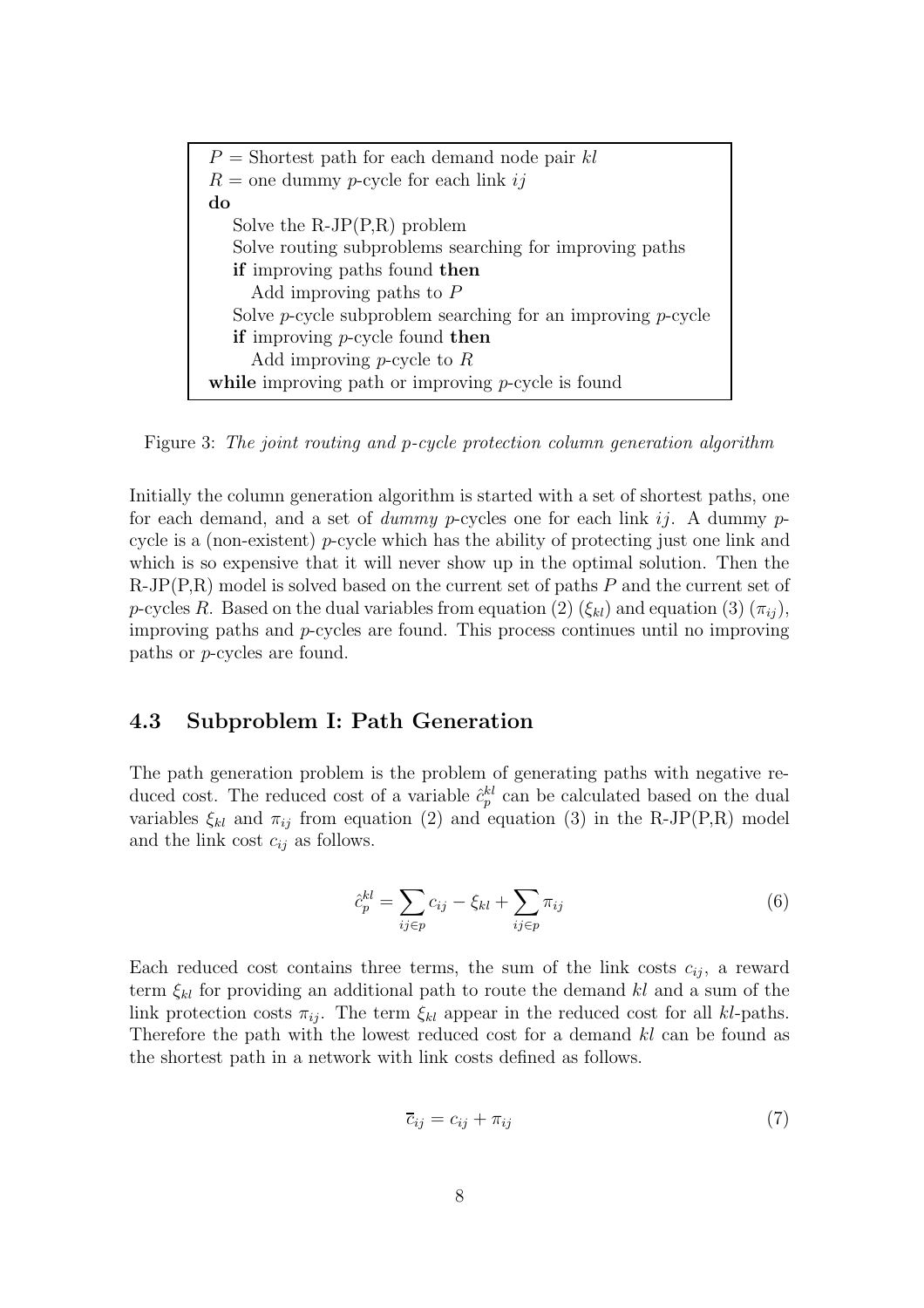```
P = Shortest path for each demand node pair kl
R = one dummy p-cycle for each link ij
do
   Solve the R-JP(P,R) problem
   Solve routing subproblems searching for improving paths
   if improving paths found then
      Add improving paths to P
   Solve p-cycle subproblem searching for an improving p-cycle
   if improving p-cycle found then
      Add improving p-cycle to R
while improving path or improving p-cycle is found
```

Figure 3: *The joint routing and p-cycle protection column generation algorithm*

Initially the column generation algorithm is started with a set of shortest paths, one for each demand, and a set of *dummy* $p$-cycles one for each link $ij$. A dummy $p$-cycle is a (non-existent) $p$-cycle which has the ability of protecting just one link and which is so expensive that it will never show up in the optimal solution. Then the R-JP(P,R) model is solved based on the current set of paths $P$ and the current set of $p$-cycles $R$. Based on the dual variables from equation (2) ($\xi_{kl}$) and equation (3) ($\pi_{ij}$), improving paths and $p$-cycles are found. This process continues until no improving paths or $p$-cycles are found.

## 4.3 Subproblem I: Path Generation

The path generation problem is the problem of generating paths with negative reduced cost. The reduced cost of a variable $\hat{c}_p^{kl}$ can be calculated based on the dual variables $\xi_{kl}$ and $\pi_{ij}$ from equation (2) and equation (3) in the R-JP(P,R) model and the link cost $c_{ij}$ as follows.

$$\hat{c}_p^{kl} = \sum_{ij \in p} c_{ij} - \xi_{kl} + \sum_{ij \in p} \pi_{ij} \tag{6}$$

Each reduced cost contains three terms, the sum of the link costs $c_{ij}$, a reward term $\xi_{kl}$ for providing an additional path to route the demand $kl$ and a sum of the link protection costs $\pi_{ij}$. The term $\xi_{kl}$ appear in the reduced cost for all $kl$-paths. Therefore the path with the lowest reduced cost for a demand $kl$ can be found as the shortest path in a network with link costs defined as follows.

$$\overline{c}_{ij} = c_{ij} + \pi_{ij} \tag{7}$$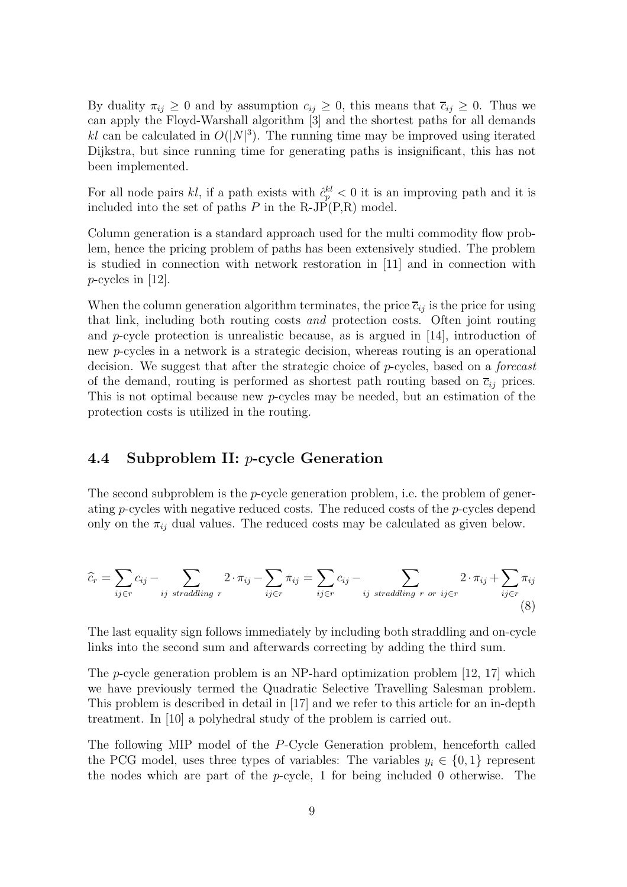By duality $\pi_{ij} \geq 0$ and by assumption $c_{ij} \geq 0$, this means that $\overline{c}_{ij} \geq 0$. Thus we can apply the Floyd-Warshall algorithm [3] and the shortest paths for all demands $kl$ can be calculated in $O(|N|^3)$. The running time may be improved using iterated Dijkstra, but since running time for generating paths is insignificant, this has not been implemented.

For all node pairs $kl$, if a path exists with $\hat{c}_p^{kl} < 0$ it is an improving path and it is included into the set of paths $P$ in the R-JP(P,R) model.

Column generation is a standard approach used for the multi commodity flow problem, hence the pricing problem of paths has been extensively studied. The problem is studied in connection with network restoration in [11] and in connection with $p$-cycles in [12].

When the column generation algorithm terminates, the price $\overline{c}_{ij}$ is the price for using that link, including both routing costs *and* protection costs. Often joint routing and $p$-cycle protection is unrealistic because, as is argued in [14], introduction of new $p$-cycles in a network is a strategic decision, whereas routing is an operational decision. We suggest that after the strategic choice of $p$-cycles, based on a *forecast* of the demand, routing is performed as shortest path routing based on $\overline{c}_{ij}$ prices. This is not optimal because new $p$-cycles may be needed, but an estimation of the protection costs is utilized in the routing.

## 4.4 Subproblem II: $p$-cycle Generation

The second subproblem is the $p$-cycle generation problem, i.e. the problem of generating $p$-cycles with negative reduced costs. The reduced costs of the $p$-cycles depend only on the $\pi_{ij}$ dual values. The reduced costs may be calculated as given below.

$$\widehat{c}_r = \sum_{ij \in r} c_{ij} - \sum_{ij \text{ straddling } r} 2 \cdot \pi_{ij} - \sum_{ij \in r} \pi_{ij} = \sum_{ij \in r} c_{ij} - \sum_{ij \text{ straddling } r \text{ or } ij \in r} 2 \cdot \pi_{ij} + \sum_{ij \in r} \pi_{ij} \tag{8}$$

The last equality sign follows immediately by including both straddling and on-cycle links into the second sum and afterwards correcting by adding the third sum.

The $p$-cycle generation problem is an NP-hard optimization problem [12, 17] which we have previously termed the Quadratic Selective Travelling Salesman problem. This problem is described in detail in [17] and we refer to this article for an in-depth treatment. In [10] a polyhedral study of the problem is carried out.

The following MIP model of the $P$-Cycle Generation problem, henceforth called the PCG model, uses three types of variables: The variables $y_i \in \{0, 1\}$ represent the nodes which are part of the $p$-cycle, 1 for being included 0 otherwise. The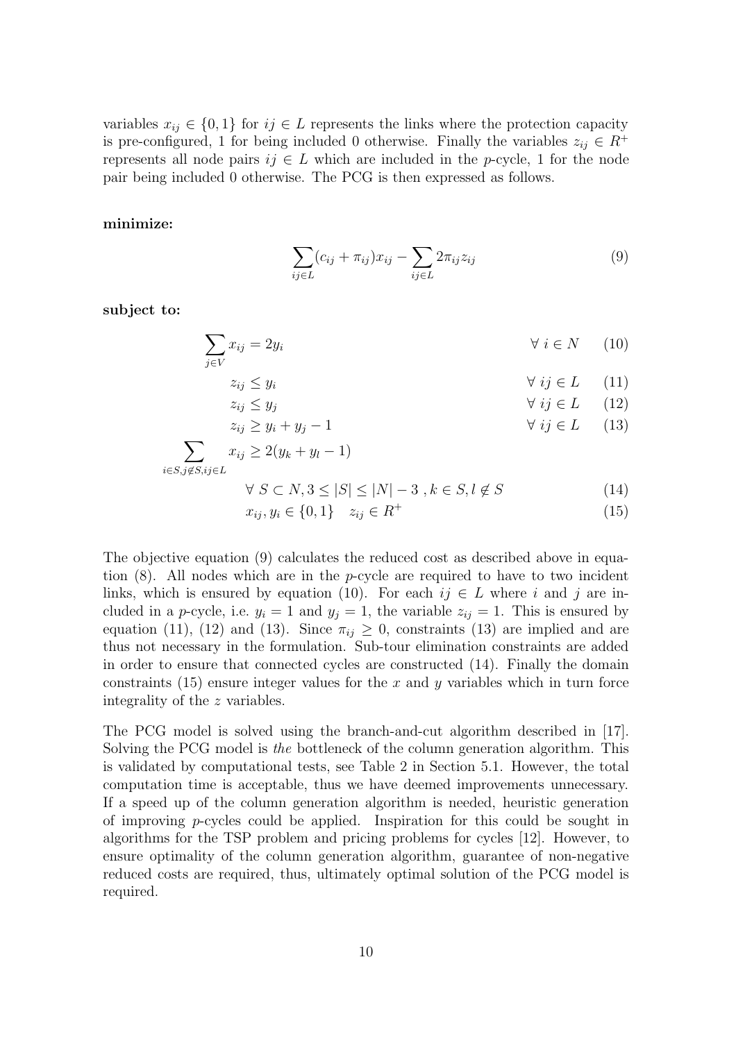variables $x_{ij} \in \{0, 1\}$ for $ij \in L$ represents the links where the protection capacity is pre-configured, 1 for being included 0 otherwise. Finally the variables $z_{ij} \in R^+$ represents all node pairs $ij \in L$ which are included in the $p$-cycle, 1 for the node pair being included 0 otherwise. The PCG is then expressed as follows.

**minimize:**

$$\sum_{ij \in L} (c_{ij} + \pi_{ij}) x_{ij} - \sum_{ij \in L} 2\pi_{ij} z_{ij} \tag{9}$$

**subject to:**

$$\sum_{j \in V} x_{ij} = 2y_i \qquad \forall\ i \in N \tag{10}$$

$$z_{ij} \leq y_i \qquad \forall\ ij \in L \tag{11}$$

$$z_{ij} \leq y_j \qquad \forall\ ij \in L \tag{12}$$

$$z_{ij} \geq y_i + y_j - 1 \qquad \forall\ ij \in L \tag{13}$$

$$\sum_{i \in S, j \notin S, ij \in L} x_{ij} \geq 2(y_k + y_l - 1)$$

$$\forall\ S \subset N, 3 \leq |S| \leq |N| - 3\ , k \in S, l \notin S \tag{14}$$

$$x_{ij}, y_i \in \{0, 1\} \quad z_{ij} \in R^+ \tag{15}$$

The objective equation (9) calculates the reduced cost as described above in equation (8). All nodes which are in the $p$-cycle are required to have to two incident links, which is ensured by equation (10). For each $ij \in L$ where $i$ and $j$ are included in a $p$-cycle, i.e. $y_i = 1$ and $y_j = 1$, the variable $z_{ij} = 1$. This is ensured by equation (11), (12) and (13). Since $\pi_{ij} \geq 0$, constraints (13) are implied and are thus not necessary in the formulation. Sub-tour elimination constraints are added in order to ensure that connected cycles are constructed (14). Finally the domain constraints (15) ensure integer values for the $x$ and $y$ variables which in turn force integrality of the $z$ variables.

The PCG model is solved using the branch-and-cut algorithm described in [17]. Solving the PCG model is *the* bottleneck of the column generation algorithm. This is validated by computational tests, see Table 2 in Section 5.1. However, the total computation time is acceptable, thus we have deemed improvements unnecessary. If a speed up of the column generation algorithm is needed, heuristic generation of improving $p$-cycles could be applied. Inspiration for this could be sought in algorithms for the TSP problem and pricing problems for cycles [12]. However, to ensure optimality of the column generation algorithm, guarantee of non-negative reduced costs are required, thus, ultimately optimal solution of the PCG model is required.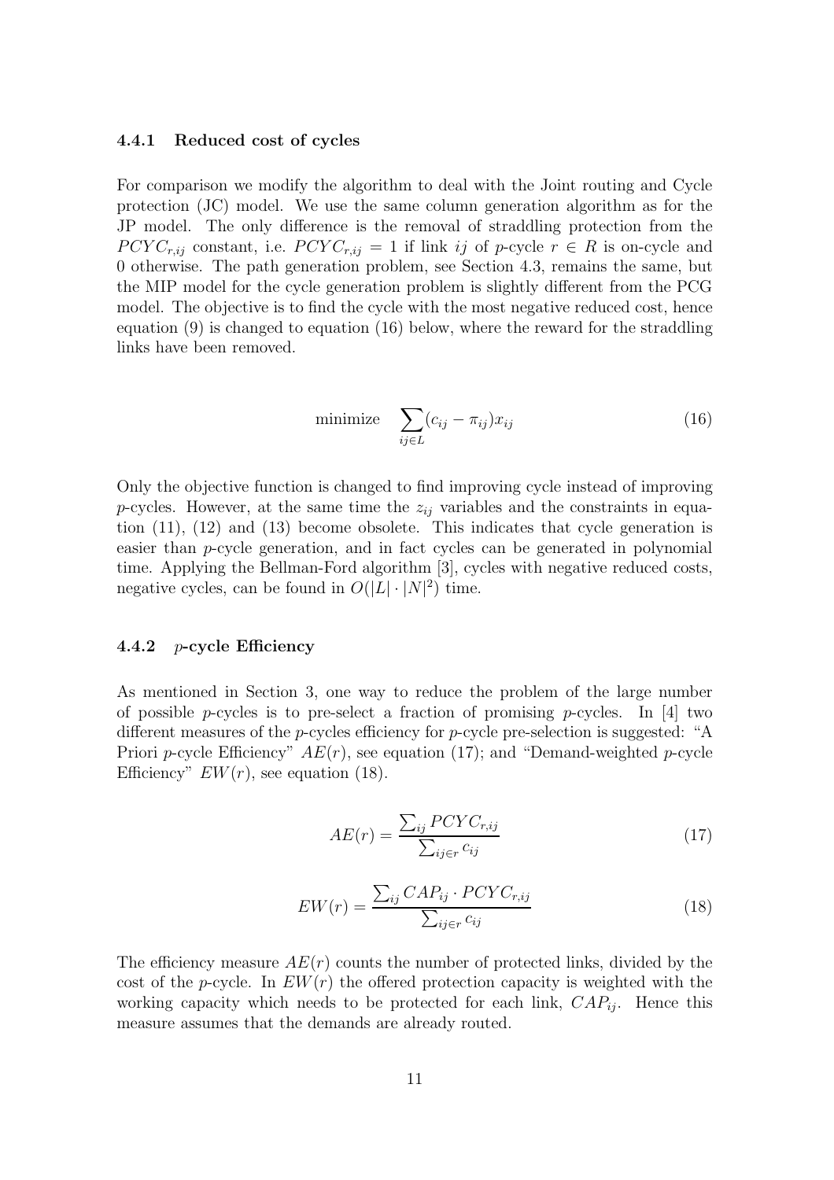#### 4.4.1 Reduced cost of cycles

For comparison we modify the algorithm to deal with the Joint routing and Cycle protection (JC) model. We use the same column generation algorithm as for the JP model. The only difference is the removal of straddling protection from the $PCYC_{r,ij}$ constant, i.e. $PCYC_{r,ij} = 1$ if link $ij$ of $p$-cycle $r \in R$ is on-cycle and 0 otherwise. The path generation problem, see Section 4.3, remains the same, but the MIP model for the cycle generation problem is slightly different from the PCG model. The objective is to find the cycle with the most negative reduced cost, hence equation (9) is changed to equation (16) below, where the reward for the straddling links have been removed.

$$\text{minimize} \quad \sum_{ij \in L} (c_{ij} - \pi_{ij}) x_{ij} \tag{16}$$

Only the objective function is changed to find improving cycle instead of improving $p$-cycles. However, at the same time the $z_{ij}$ variables and the constraints in equation (11), (12) and (13) become obsolete. This indicates that cycle generation is easier than $p$-cycle generation, and in fact cycles can be generated in polynomial time. Applying the Bellman-Ford algorithm [3], cycles with negative reduced costs, negative cycles, can be found in $O(|L| \cdot |N|^2)$ time.

#### 4.4.2 $p$-cycle Efficiency

As mentioned in Section 3, one way to reduce the problem of the large number of possible $p$-cycles is to pre-select a fraction of promising $p$-cycles. In [4] two different measures of the $p$-cycles efficiency for $p$-cycle pre-selection is suggested: "A Priori $p$-cycle Efficiency" $AE(r)$, see equation (17); and "Demand-weighted $p$-cycle Efficiency" $EW(r)$, see equation (18).

$$AE(r) = \frac{\sum_{ij} PCYC_{r,ij}}{\sum_{ij \in r} c_{ij}} \tag{17}$$

$$EW(r) = \frac{\sum_{ij} CAP_{ij} \cdot PCYC_{r,ij}}{\sum_{ij \in r} c_{ij}} \tag{18}$$

The efficiency measure $AE(r)$ counts the number of protected links, divided by the cost of the $p$-cycle. In $EW(r)$ the offered protection capacity is weighted with the working capacity which needs to be protected for each link, $CAP_{ij}$. Hence this measure assumes that the demands are already routed.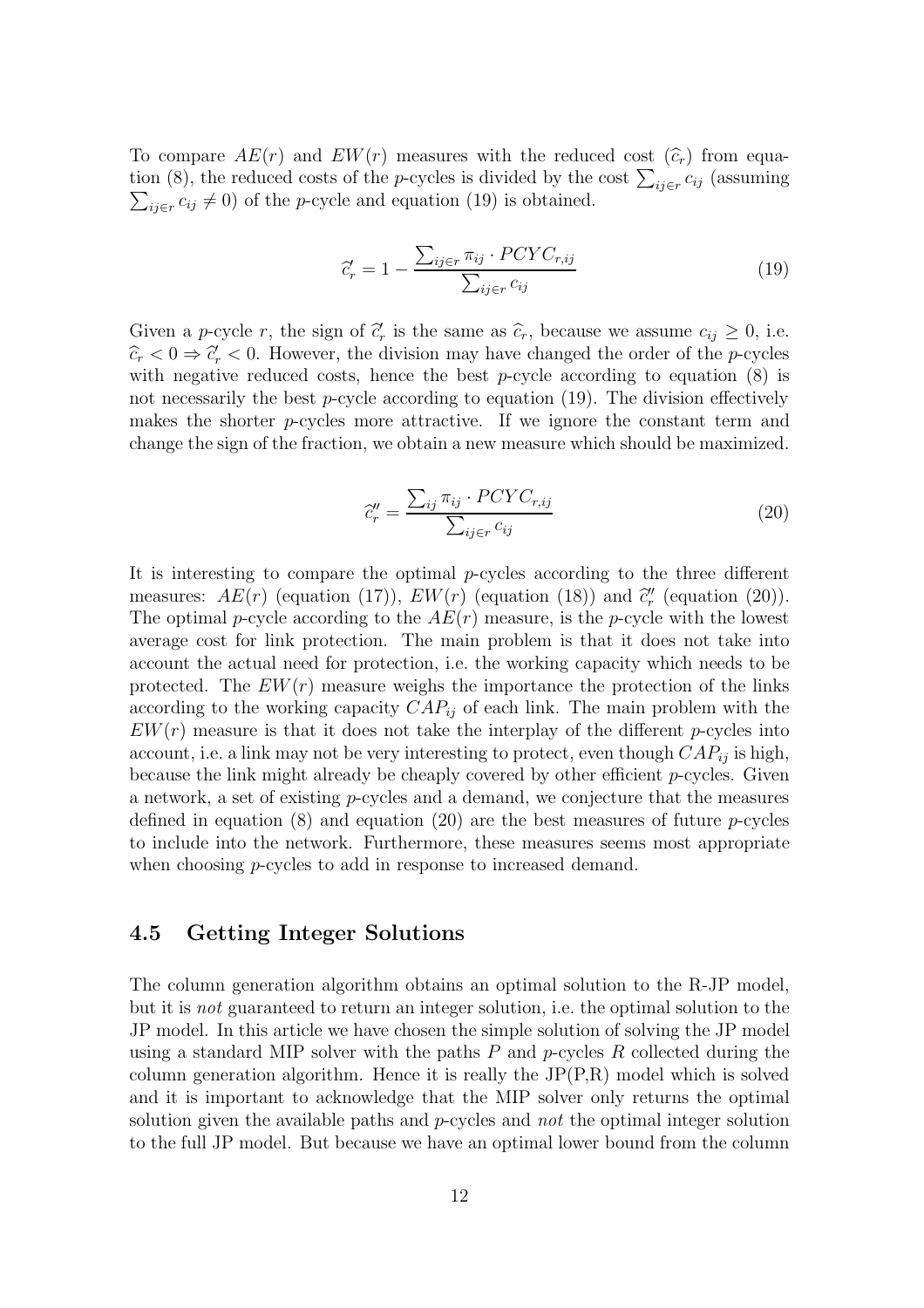To compare $AE(r)$ and $EW(r)$ measures with the reduced cost ($\widehat{c}_r$) from equation (8), the reduced costs of the $p$-cycles is divided by the cost $\sum_{ij \in r} c_{ij}$ (assuming $\sum_{ij \in r} c_{ij} \neq 0$) of the $p$-cycle and equation (19) is obtained.

$$\widehat{c}'_r = 1 - \frac{\sum_{ij \in r} \pi_{ij} \cdot PCYC_{r,ij}}{\sum_{ij \in r} c_{ij}} \tag{19}$$

Given a $p$-cycle $r$, the sign of $\widehat{c}'_r$ is the same as $\widehat{c}_r$, because we assume $c_{ij} \geq 0$, i.e. $\widehat{c}_r < 0 \Rightarrow \widehat{c}'_r < 0$. However, the division may have changed the order of the $p$-cycles with negative reduced costs, hence the best $p$-cycle according to equation (8) is not necessarily the best $p$-cycle according to equation (19). The division effectively makes the shorter $p$-cycles more attractive. If we ignore the constant term and change the sign of the fraction, we obtain a new measure which should be maximized.

$$\widehat{c}''_r = \frac{\sum_{ij} \pi_{ij} \cdot PCYC_{r,ij}}{\sum_{ij \in r} c_{ij}} \tag{20}$$

It is interesting to compare the optimal $p$-cycles according to the three different measures: $AE(r)$ (equation (17)), $EW(r)$ (equation (18)) and $\widehat{c}''_r$ (equation (20)). The optimal $p$-cycle according to the $AE(r)$ measure, is the $p$-cycle with the lowest average cost for link protection. The main problem is that it does not take into account the actual need for protection, i.e. the working capacity which needs to be protected. The $EW(r)$ measure weighs the importance the protection of the links according to the working capacity $CAP_{ij}$ of each link. The main problem with the $EW(r)$ measure is that it does not take the interplay of the different $p$-cycles into account, i.e. a link may not be very interesting to protect, even though $CAP_{ij}$ is high, because the link might already be cheaply covered by other efficient $p$-cycles. Given a network, a set of existing $p$-cycles and a demand, we conjecture that the measures defined in equation (8) and equation (20) are the best measures of future $p$-cycles to include into the network. Furthermore, these measures seems most appropriate when choosing $p$-cycles to add in response to increased demand.

## 4.5 Getting Integer Solutions

The column generation algorithm obtains an optimal solution to the R-JP model, but it is *not* guaranteed to return an integer solution, i.e. the optimal solution to the JP model. In this article we have chosen the simple solution of solving the JP model using a standard MIP solver with the paths $P$ and $p$-cycles $R$ collected during the column generation algorithm. Hence it is really the JP(P,R) model which is solved and it is important to acknowledge that the MIP solver only returns the optimal solution given the available paths and $p$-cycles and *not* the optimal integer solution to the full JP model. But because we have an optimal lower bound from the column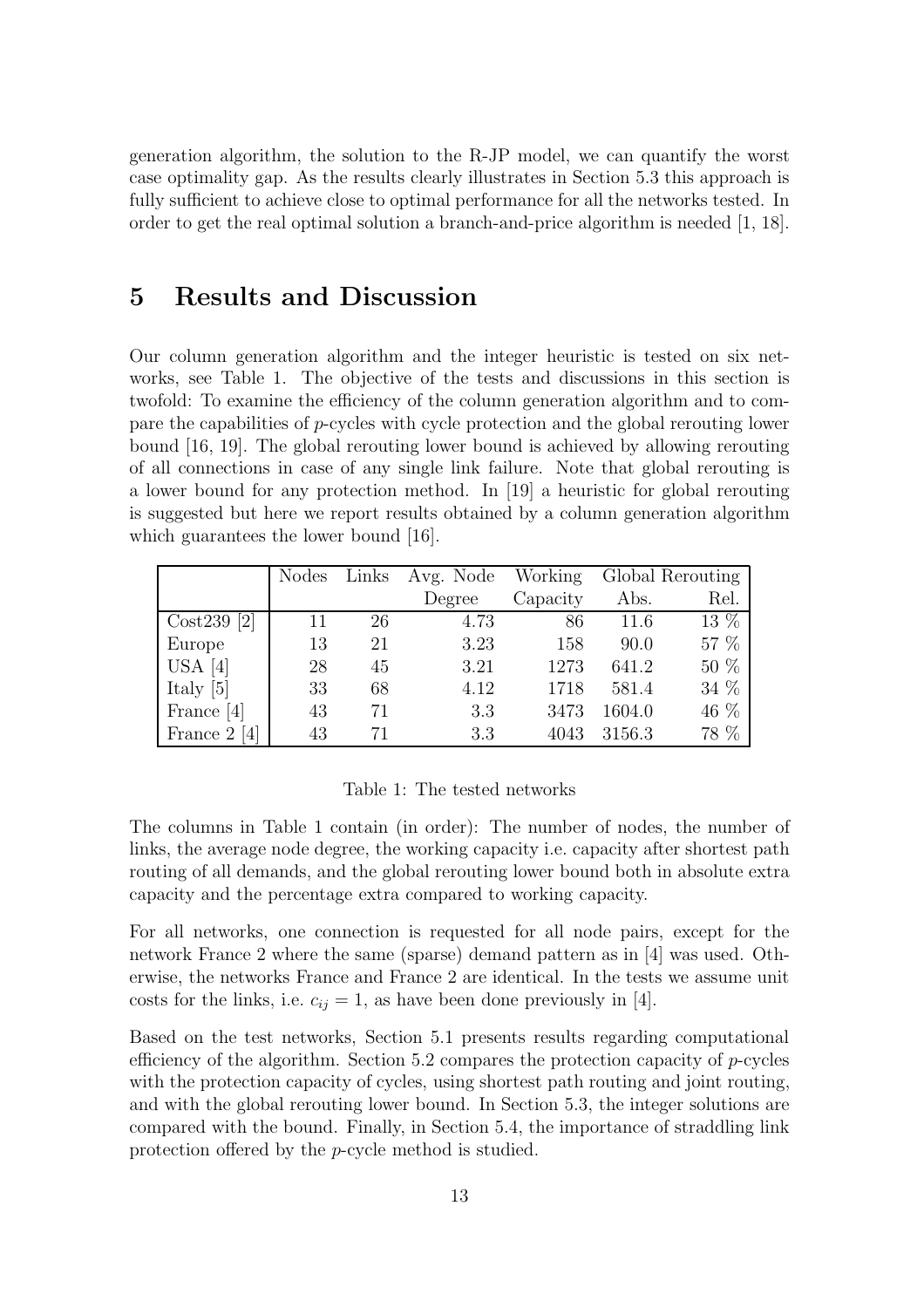generation algorithm, the solution to the R-JP model, we can quantify the worst case optimality gap. As the results clearly illustrates in Section 5.3 this approach is fully sufficient to achieve close to optimal performance for all the networks tested. In order to get the real optimal solution a branch-and-price algorithm is needed [1, 18].

# 5 Results and Discussion

Our column generation algorithm and the integer heuristic is tested on six networks, see Table 1. The objective of the tests and discussions in this section is twofold: To examine the efficiency of the column generation algorithm and to compare the capabilities of *p*-cycles with cycle protection and the global rerouting lower bound [16, 19]. The global rerouting lower bound is achieved by allowing rerouting of all connections in case of any single link failure. Note that global rerouting is a lower bound for any protection method. In [19] a heuristic for global rerouting is suggested but here we report results obtained by a column generation algorithm which guarantees the lower bound [16].

| | Nodes | Links | Avg. Node | Working | Global Rerouting | |
|---|---|---|---|---|---|---|
| | | | Degree | Capacity | Abs. | Rel. |
| Cost239 [2] | 11 | 26 | 4.73 | 86 | 11.6 | 13 % |
| Europe | 13 | 21 | 3.23 | 158 | 90.0 | 57 % |
| USA [4] | 28 | 45 | 3.21 | 1273 | 641.2 | 50 % |
| Italy [5] | 33 | 68 | 4.12 | 1718 | 581.4 | 34 % |
| France [4] | 43 | 71 | 3.3 | 3473 | 1604.0 | 46 % |
| France 2 [4] | 43 | 71 | 3.3 | 4043 | 3156.3 | 78 % |

Table 1: The tested networks

The columns in Table 1 contain (in order): The number of nodes, the number of links, the average node degree, the working capacity i.e. capacity after shortest path routing of all demands, and the global rerouting lower bound both in absolute extra capacity and the percentage extra compared to working capacity.

For all networks, one connection is requested for all node pairs, except for the network France 2 where the same (sparse) demand pattern as in [4] was used. Otherwise, the networks France and France 2 are identical. In the tests we assume unit costs for the links, i.e. $c_{ij} = 1$, as have been done previously in [4].

Based on the test networks, Section 5.1 presents results regarding computational efficiency of the algorithm. Section 5.2 compares the protection capacity of *p*-cycles with the protection capacity of cycles, using shortest path routing and joint routing, and with the global rerouting lower bound. In Section 5.3, the integer solutions are compared with the bound. Finally, in Section 5.4, the importance of straddling link protection offered by the *p*-cycle method is studied.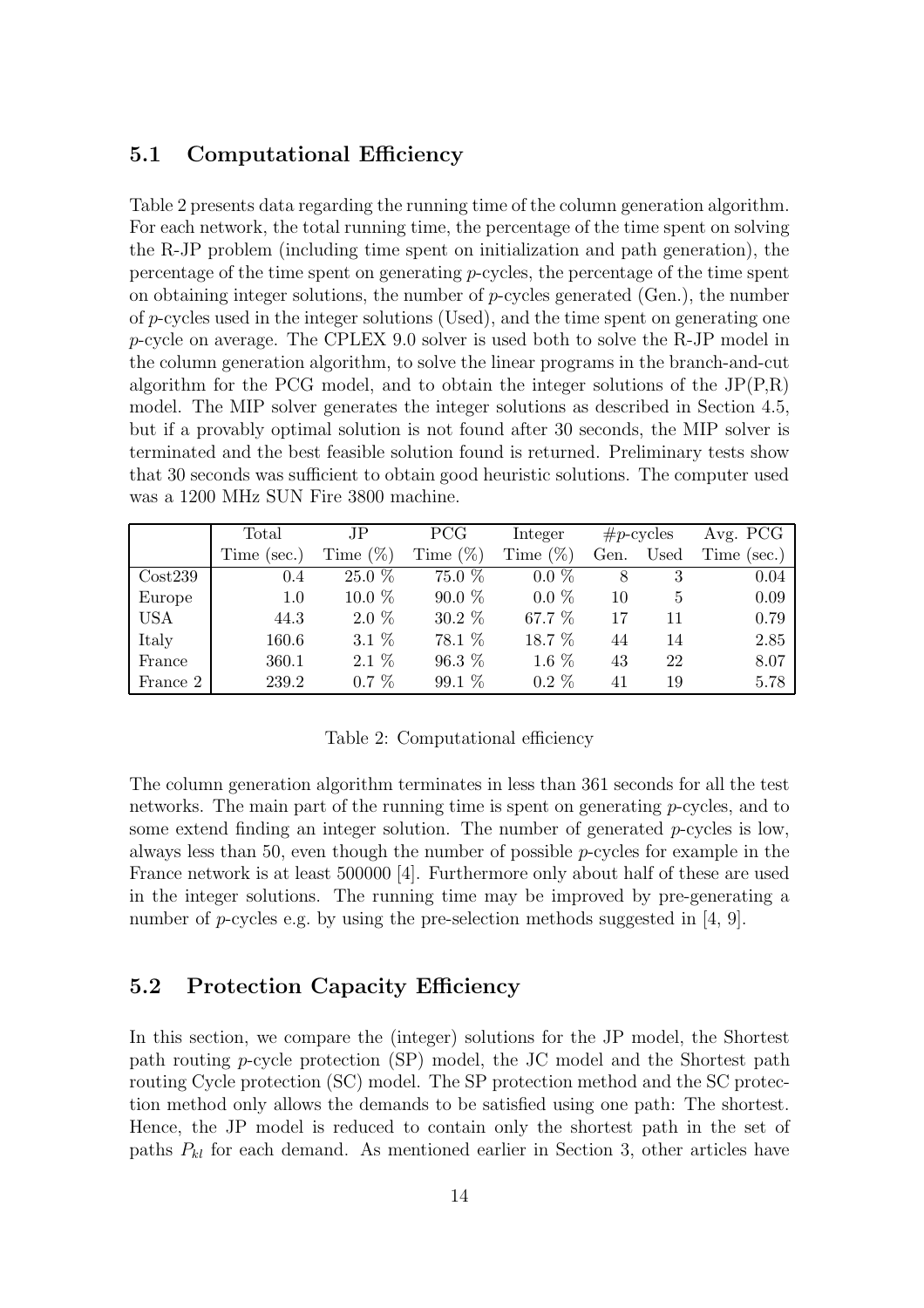### 5.1 Computational Efficiency

Table 2 presents data regarding the running time of the column generation algorithm. For each network, the total running time, the percentage of the time spent on solving the R-JP problem (including time spent on initialization and path generation), the percentage of the time spent on generating $p$-cycles, the percentage of the time spent on obtaining integer solutions, the number of $p$-cycles generated (Gen.), the number of $p$-cycles used in the integer solutions (Used), and the time spent on generating one $p$-cycle on average. The CPLEX 9.0 solver is used both to solve the R-JP model in the column generation algorithm, to solve the linear programs in the branch-and-cut algorithm for the PCG model, and to obtain the integer solutions of the JP(P,R) model. The MIP solver generates the integer solutions as described in Section 4.5, but if a provably optimal solution is not found after 30 seconds, the MIP solver is terminated and the best feasible solution found is returned. Preliminary tests show that 30 seconds was sufficient to obtain good heuristic solutions. The computer used was a 1200 MHz SUN Fire 3800 machine.

| | Total | JP | PCG | Integer | #$p$-cycles | | Avg. PCG |
|---|---|---|---|---|---|---|---|
| | Time (sec.) | Time (%) | Time (%) | Time (%) | Gen. | Used | Time (sec.) |
| Cost239 | 0.4 | 25.0 % | 75.0 % | 0.0 % | 8 | 3 | 0.04 |
| Europe | 1.0 | 10.0 % | 90.0 % | 0.0 % | 10 | 5 | 0.09 |
| USA | 44.3 | 2.0 % | 30.2 % | 67.7 % | 17 | 11 | 0.79 |
| Italy | 160.6 | 3.1 % | 78.1 % | 18.7 % | 44 | 14 | 2.85 |
| France | 360.1 | 2.1 % | 96.3 % | 1.6 % | 43 | 22 | 8.07 |
| France 2 | 239.2 | 0.7 % | 99.1 % | 0.2 % | 41 | 19 | 5.78 |

Table 2: Computational efficiency

The column generation algorithm terminates in less than 361 seconds for all the test networks. The main part of the running time is spent on generating $p$-cycles, and to some extend finding an integer solution. The number of generated $p$-cycles is low, always less than 50, even though the number of possible $p$-cycles for example in the France network is at least 500000 [4]. Furthermore only about half of these are used in the integer solutions. The running time may be improved by pre-generating a number of $p$-cycles e.g. by using the pre-selection methods suggested in [4, 9].

### 5.2 Protection Capacity Efficiency

In this section, we compare the (integer) solutions for the JP model, the Shortest path routing $p$-cycle protection (SP) model, the JC model and the Shortest path routing Cycle protection (SC) model. The SP protection method and the SC protection method only allows the demands to be satisfied using one path: The shortest. Hence, the JP model is reduced to contain only the shortest path in the set of paths $P_{kl}$ for each demand. As mentioned earlier in Section 3, other articles have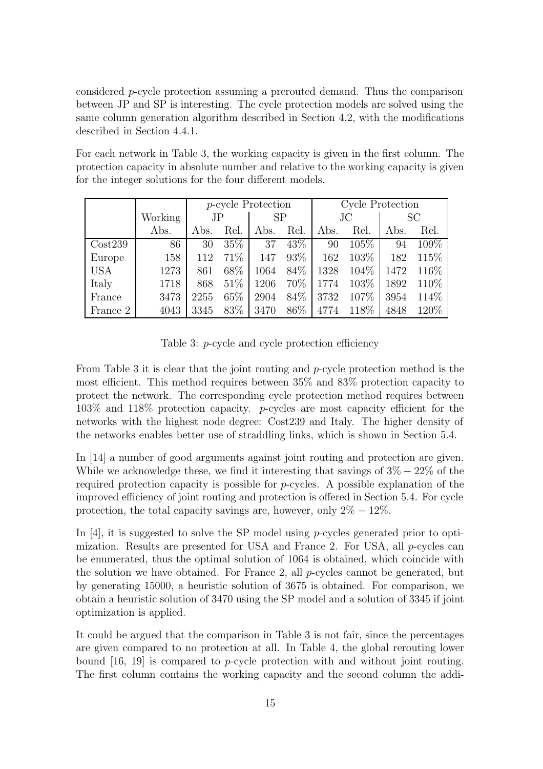considered $p$-cycle protection assuming a prerouted demand. Thus the comparison between JP and SP is interesting. The cycle protection models are solved using the same column generation algorithm described in Section 4.2, with the modifications described in Section 4.4.1.

For each network in Table 3, the working capacity is given in the first column. The protection capacity in absolute number and relative to the working capacity is given for the integer solutions for the four different models.

| | Working | $p$-cycle Protection | | | | Cycle Protection | | | |
|---|---|---|---|---|---|---|---|---|---|
| | | JP | | SP | | JC | | SC | |
| | Abs. | Abs. | Rel. | Abs. | Rel. | Abs. | Rel. | Abs. | Rel. |
| Cost239 | 86 | 30 | 35% | 37 | 43% | 90 | 105% | 94 | 109% |
| Europe | 158 | 112 | 71% | 147 | 93% | 162 | 103% | 182 | 115% |
| USA | 1273 | 861 | 68% | 1064 | 84% | 1328 | 104% | 1472 | 116% |
| Italy | 1718 | 868 | 51% | 1206 | 70% | 1774 | 103% | 1892 | 110% |
| France | 3473 | 2255 | 65% | 2904 | 84% | 3732 | 107% | 3954 | 114% |
| France 2 | 4043 | 3345 | 83% | 3470 | 86% | 4774 | 118% | 4848 | 120% |

Table 3: $p$-cycle and cycle protection efficiency

From Table 3 it is clear that the joint routing and $p$-cycle protection method is the most efficient. This method requires between 35% and 83% protection capacity to protect the network. The corresponding cycle protection method requires between 103% and 118% protection capacity. $p$-cycles are most capacity efficient for the networks with the highest node degree: Cost239 and Italy. The higher density of the networks enables better use of straddling links, which is shown in Section 5.4.

In [14] a number of good arguments against joint routing and protection are given. While we acknowledge these, we find it interesting that savings of $3\% - 22\%$ of the required protection capacity is possible for $p$-cycles. A possible explanation of the improved efficiency of joint routing and protection is offered in Section 5.4. For cycle protection, the total capacity savings are, however, only $2\% - 12\%$.

In [4], it is suggested to solve the SP model using $p$-cycles generated prior to optimization. Results are presented for USA and France 2. For USA, all $p$-cycles can be enumerated, thus the optimal solution of 1064 is obtained, which coincide with the solution we have obtained. For France 2, all $p$-cycles cannot be generated, but by generating 15000, a heuristic solution of 3675 is obtained. For comparison, we obtain a heuristic solution of 3470 using the SP model and a solution of 3345 if joint optimization is applied.

It could be argued that the comparison in Table 3 is not fair, since the percentages are given compared to no protection at all. In Table 4, the global rerouting lower bound [16, 19] is compared to $p$-cycle protection with and without joint routing. The first column contains the working capacity and the second column the addi-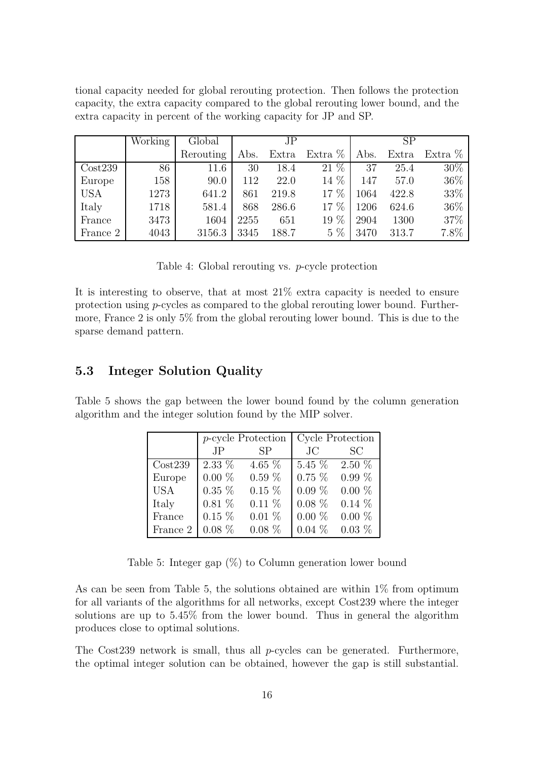tional capacity needed for global rerouting protection. Then follows the protection capacity, the extra capacity compared to the global rerouting lower bound, and the extra capacity in percent of the working capacity for JP and SP.

| | Working | Global | JP | | | SP | | |
|---|---|---|---|---|---|---|---|---|
| | | Rerouting | Abs. | Extra | Extra % | Abs. | Extra | Extra % |
| Cost239 | 86 | 11.6 | 30 | 18.4 | 21 % | 37 | 25.4 | 30% |
| Europe | 158 | 90.0 | 112 | 22.0 | 14 % | 147 | 57.0 | 36% |
| USA | 1273 | 641.2 | 861 | 219.8 | 17 % | 1064 | 422.8 | 33% |
| Italy | 1718 | 581.4 | 868 | 286.6 | 17 % | 1206 | 624.6 | 36% |
| France | 3473 | 1604 | 2255 | 651 | 19 % | 2904 | 1300 | 37% |
| France 2 | 4043 | 3156.3 | 3345 | 188.7 | 5 % | 3470 | 313.7 | 7.8% |

Table 4: Global rerouting vs. *p*-cycle protection

It is interesting to observe, that at most 21% extra capacity is needed to ensure protection using *p*-cycles as compared to the global rerouting lower bound. Furthermore, France 2 is only 5% from the global rerouting lower bound. This is due to the sparse demand pattern.

## 5.3 Integer Solution Quality

Table 5 shows the gap between the lower bound found by the column generation algorithm and the integer solution found by the MIP solver.

| | *p*-cycle Protection | | Cycle Protection | |
|---|---|---|---|---|
| | JP | SP | JC | SC |
| Cost239 | 2.33 % | 4.65 % | 5.45 % | 2.50 % |
| Europe | 0.00 % | 0.59 % | 0.75 % | 0.99 % |
| USA | 0.35 % | 0.15 % | 0.09 % | 0.00 % |
| Italy | 0.81 % | 0.11 % | 0.08 % | 0.14 % |
| France | 0.15 % | 0.01 % | 0.00 % | 0.00 % |
| France 2 | 0.08 % | 0.08 % | 0.04 % | 0.03 % |

Table 5: Integer gap (%) to Column generation lower bound

As can be seen from Table 5, the solutions obtained are within 1% from optimum for all variants of the algorithms for all networks, except Cost239 where the integer solutions are up to 5.45% from the lower bound. Thus in general the algorithm produces close to optimal solutions.

The Cost239 network is small, thus all *p*-cycles can be generated. Furthermore, the optimal integer solution can be obtained, however the gap is still substantial.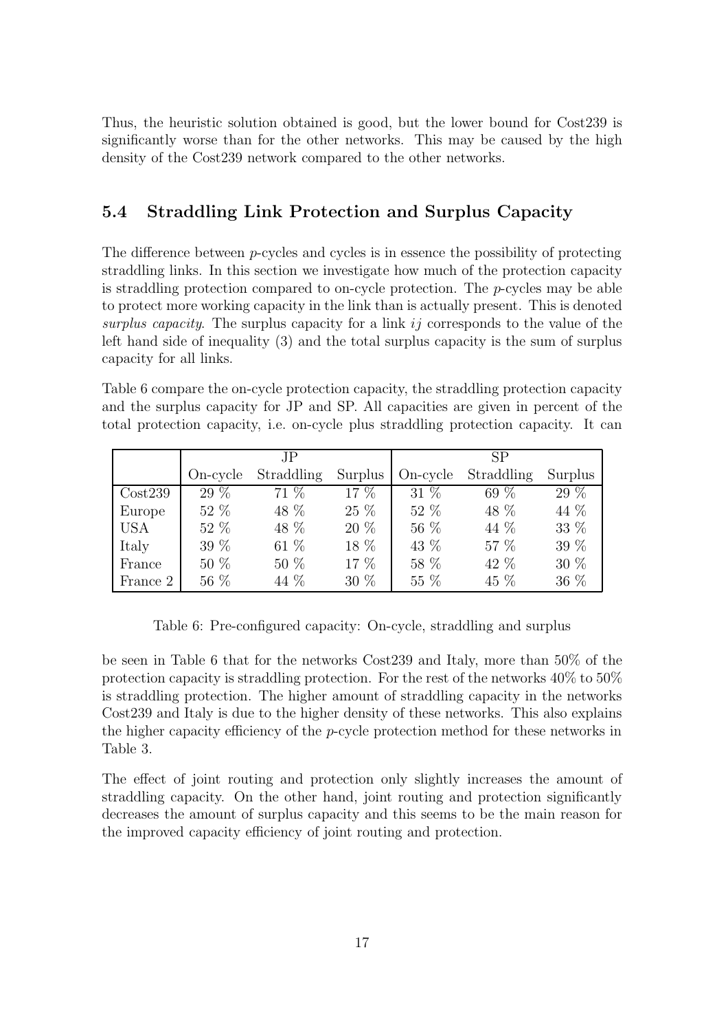Thus, the heuristic solution obtained is good, but the lower bound for Cost239 is significantly worse than for the other networks. This may be caused by the high density of the Cost239 network compared to the other networks.

## 5.4 Straddling Link Protection and Surplus Capacity

The difference between $p$-cycles and cycles is in essence the possibility of protecting straddling links. In this section we investigate how much of the protection capacity is straddling protection compared to on-cycle protection. The $p$-cycles may be able to protect more working capacity in the link than is actually present. This is denoted *surplus capacity*. The surplus capacity for a link $ij$ corresponds to the value of the left hand side of inequality (3) and the total surplus capacity is the sum of surplus capacity for all links.

Table 6 compare the on-cycle protection capacity, the straddling protection capacity and the surplus capacity for JP and SP. All capacities are given in percent of the total protection capacity, i.e. on-cycle plus straddling protection capacity. It can be seen in Table 6 that for the networks Cost239 and Italy, more than 50% of the protection capacity is straddling protection. For the rest of the networks 40% to 50% is straddling protection. The higher amount of straddling capacity in the networks Cost239 and Italy is due to the higher density of these networks. This also explains the higher capacity efficiency of the $p$-cycle protection method for these networks in Table 3.

| | JP | | | SP | | |
|---|---|---|---|---|---|---|
| | On-cycle | Straddling | Surplus | On-cycle | Straddling | Surplus |
| Cost239 | 29 % | 71 % | 17 % | 31 % | 69 % | 29 % |
| Europe | 52 % | 48 % | 25 % | 52 % | 48 % | 44 % |
| USA | 52 % | 48 % | 20 % | 56 % | 44 % | 33 % |
| Italy | 39 % | 61 % | 18 % | 43 % | 57 % | 39 % |
| France | 50 % | 50 % | 17 % | 58 % | 42 % | 30 % |
| France 2 | 56 % | 44 % | 30 % | 55 % | 45 % | 36 % |

Table 6: Pre-configured capacity: On-cycle, straddling and surplus

The effect of joint routing and protection only slightly increases the amount of straddling capacity. On the other hand, joint routing and protection significantly decreases the amount of surplus capacity and this seems to be the main reason for the improved capacity efficiency of joint routing and protection.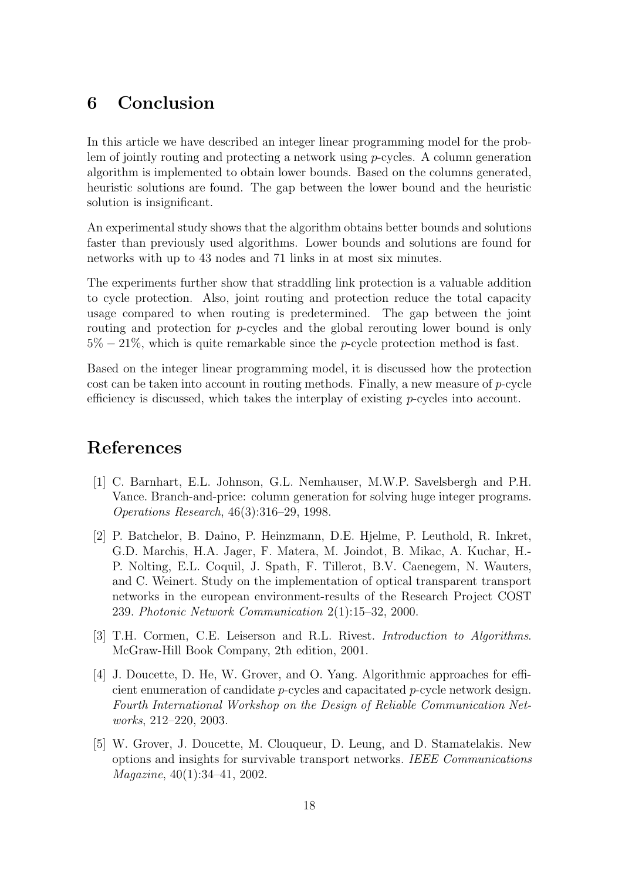## 6 Conclusion

In this article we have described an integer linear programming model for the problem of jointly routing and protecting a network using $p$-cycles. A column generation algorithm is implemented to obtain lower bounds. Based on the columns generated, heuristic solutions are found. The gap between the lower bound and the heuristic solution is insignificant.

An experimental study shows that the algorithm obtains better bounds and solutions faster than previously used algorithms. Lower bounds and solutions are found for networks with up to 43 nodes and 71 links in at most six minutes.

The experiments further show that straddling link protection is a valuable addition to cycle protection. Also, joint routing and protection reduce the total capacity usage compared to when routing is predetermined. The gap between the joint routing and protection for $p$-cycles and the global rerouting lower bound is only $5\% - 21\%$, which is quite remarkable since the $p$-cycle protection method is fast.

Based on the integer linear programming model, it is discussed how the protection cost can be taken into account in routing methods. Finally, a new measure of $p$-cycle efficiency is discussed, which takes the interplay of existing $p$-cycles into account.

## References

[1] C. Barnhart, E.L. Johnson, G.L. Nemhauser, M.W.P. Savelsbergh and P.H. Vance. Branch-and-price: column generation for solving huge integer programs. *Operations Research*, 46(3):316–29, 1998.

[2] P. Batchelor, B. Daino, P. Heinzmann, D.E. Hjelme, P. Leuthold, R. Inkret, G.D. Marchis, H.A. Jager, F. Matera, M. Joindot, B. Mikac, A. Kuchar, H.-P. Nolting, E.L. Coquil, J. Spath, F. Tillerot, B.V. Caenegem, N. Wauters, and C. Weinert. Study on the implementation of optical transparent transport networks in the european environment-results of the Research Project COST 239. *Photonic Network Communication* 2(1):15–32, 2000.

[3] T.H. Cormen, C.E. Leiserson and R.L. Rivest. *Introduction to Algorithms*. McGraw-Hill Book Company, 2th edition, 2001.

[4] J. Doucette, D. He, W. Grover, and O. Yang. Algorithmic approaches for efficient enumeration of candidate $p$-cycles and capacitated $p$-cycle network design. *Fourth International Workshop on the Design of Reliable Communication Networks*, 212–220, 2003.

[5] W. Grover, J. Doucette, M. Clouqueur, D. Leung, and D. Stamatelakis. New options and insights for survivable transport networks. *IEEE Communications Magazine*, 40(1):34–41, 2002.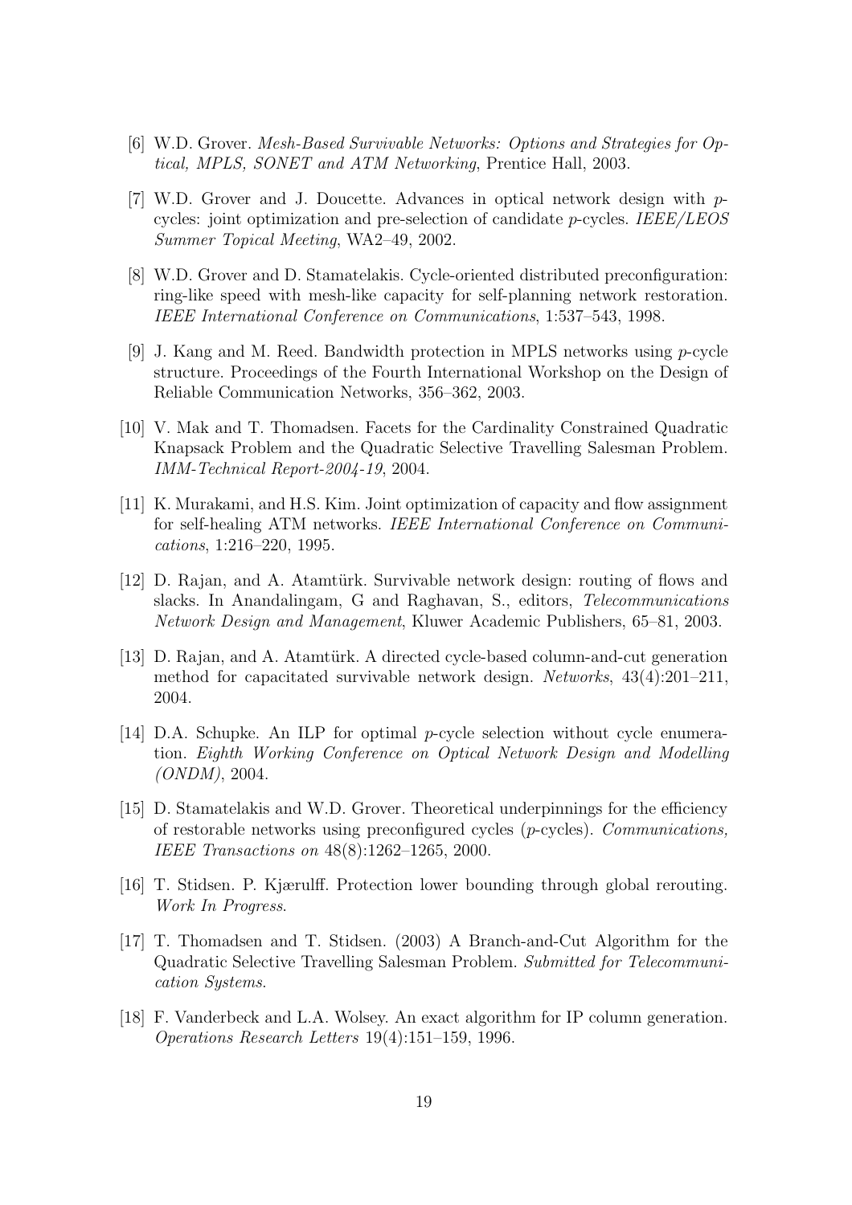[6] W.D. Grover. *Mesh-Based Survivable Networks: Options and Strategies for Optical, MPLS, SONET and ATM Networking*, Prentice Hall, 2003.

[7] W.D. Grover and J. Doucette. Advances in optical network design with $p$-cycles: joint optimization and pre-selection of candidate $p$-cycles. *IEEE/LEOS Summer Topical Meeting*, WA2–49, 2002.

[8] W.D. Grover and D. Stamatelakis. Cycle-oriented distributed preconfiguration: ring-like speed with mesh-like capacity for self-planning network restoration. *IEEE International Conference on Communications*, 1:537–543, 1998.

[9] J. Kang and M. Reed. Bandwidth protection in MPLS networks using $p$-cycle structure. Proceedings of the Fourth International Workshop on the Design of Reliable Communication Networks, 356–362, 2003.

[10] V. Mak and T. Thomadsen. Facets for the Cardinality Constrained Quadratic Knapsack Problem and the Quadratic Selective Travelling Salesman Problem. *IMM-Technical Report-2004-19*, 2004.

[11] K. Murakami, and H.S. Kim. Joint optimization of capacity and flow assignment for self-healing ATM networks. *IEEE International Conference on Communications*, 1:216–220, 1995.

[12] D. Rajan, and A. Atamtürk. Survivable network design: routing of flows and slacks. In Anandalingam, G and Raghavan, S., editors, *Telecommunications Network Design and Management*, Kluwer Academic Publishers, 65–81, 2003.

[13] D. Rajan, and A. Atamtürk. A directed cycle-based column-and-cut generation method for capacitated survivable network design. *Networks*, 43(4):201–211, 2004.

[14] D.A. Schupke. An ILP for optimal $p$-cycle selection without cycle enumeration. *Eighth Working Conference on Optical Network Design and Modelling (ONDM)*, 2004.

[15] D. Stamatelakis and W.D. Grover. Theoretical underpinnings for the efficiency of restorable networks using preconfigured cycles ($p$-cycles). *Communications, IEEE Transactions on* 48(8):1262–1265, 2000.

[16] T. Stidsen. P. Kjærulff. Protection lower bounding through global rerouting. *Work In Progress*.

[17] T. Thomadsen and T. Stidsen. (2003) A Branch-and-Cut Algorithm for the Quadratic Selective Travelling Salesman Problem. *Submitted for Telecommunication Systems*.

[18] F. Vanderbeck and L.A. Wolsey. An exact algorithm for IP column generation. *Operations Research Letters* 19(4):151–159, 1996.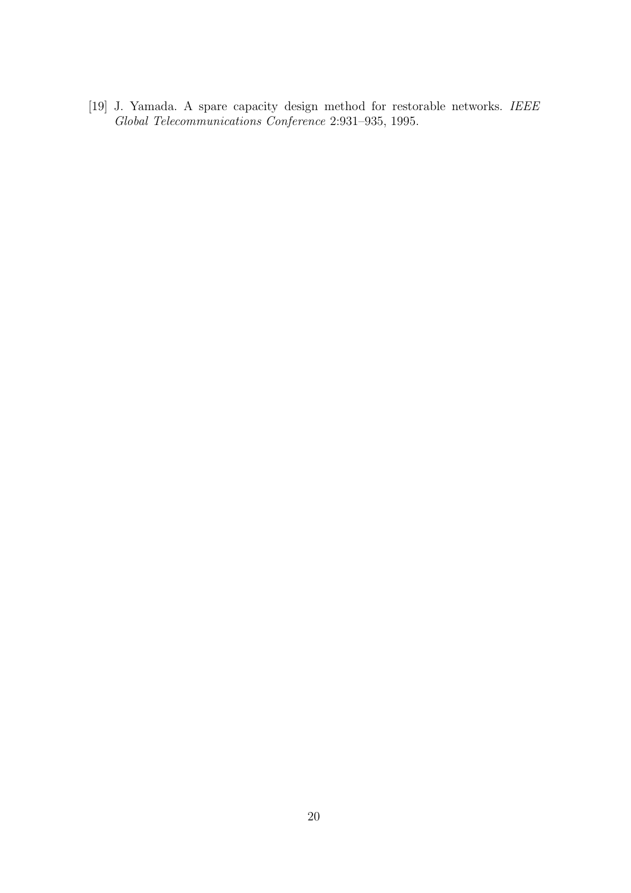[19] J. Yamada. A spare capacity design method for restorable networks. *IEEE Global Telecommunications Conference* 2:931–935, 1995.